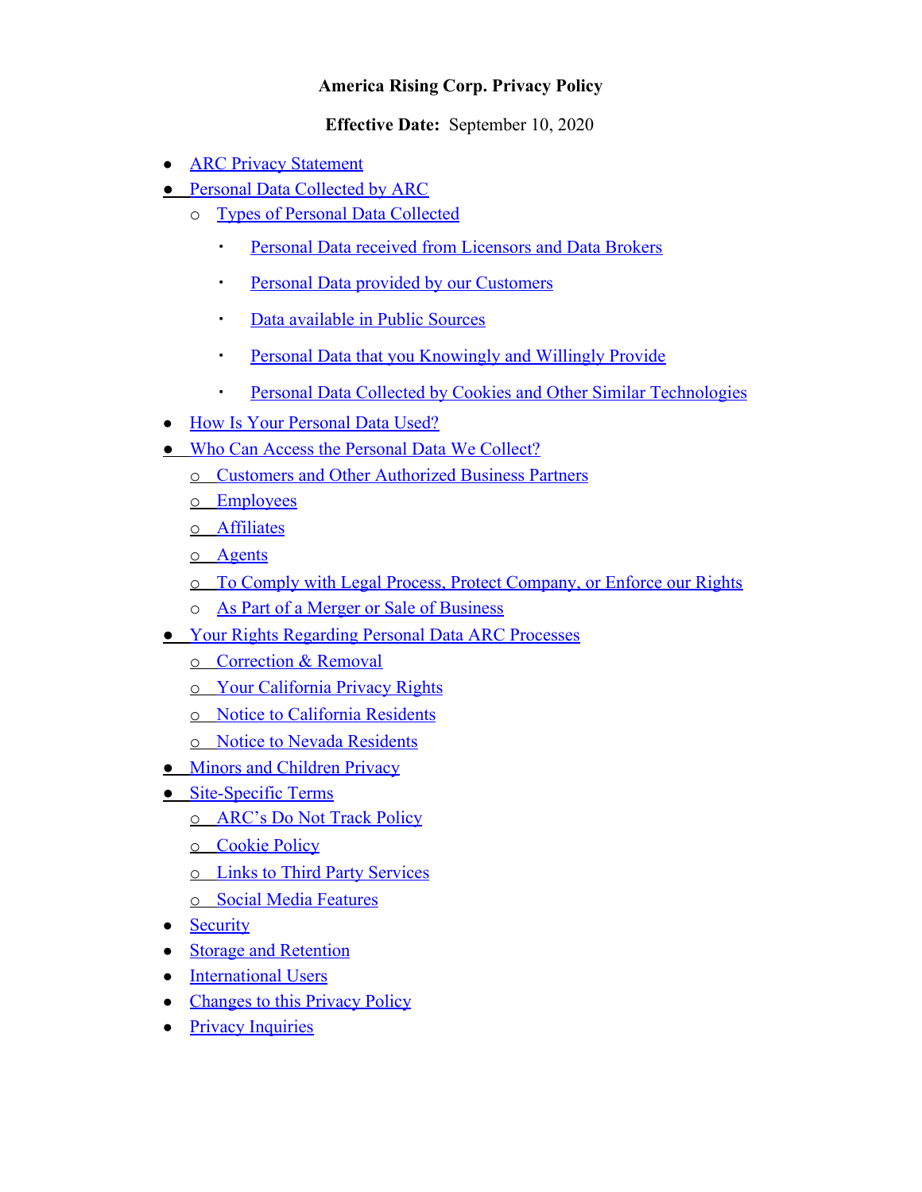**America Rising Corp. Privacy Policy**

**Effective Date:** September 10, 2020

- ARC Privacy Statement
- Personal Data Collected by ARC
  - Types of Personal Data Collected
    - Personal Data received from Licensors and Data Brokers
    - Personal Data provided by our Customers
    - Data available in Public Sources
    - Personal Data that you Knowingly and Willingly Provide
    - Personal Data Collected by Cookies and Other Similar Technologies
- How Is Your Personal Data Used?
- Who Can Access the Personal Data We Collect?
  - Customers and Other Authorized Business Partners
  - Employees
  - Affiliates
  - Agents
  - To Comply with Legal Process, Protect Company, or Enforce our Rights
  - As Part of a Merger or Sale of Business
- Your Rights Regarding Personal Data ARC Processes
  - Correction & Removal
  - Your California Privacy Rights
  - Notice to California Residents
  - Notice to Nevada Residents
- Minors and Children Privacy
- Site-Specific Terms
  - ARC's Do Not Track Policy
  - Cookie Policy
  - Links to Third Party Services
  - Social Media Features
- Security
- Storage and Retention
- International Users
- Changes to this Privacy Policy
- Privacy Inquiries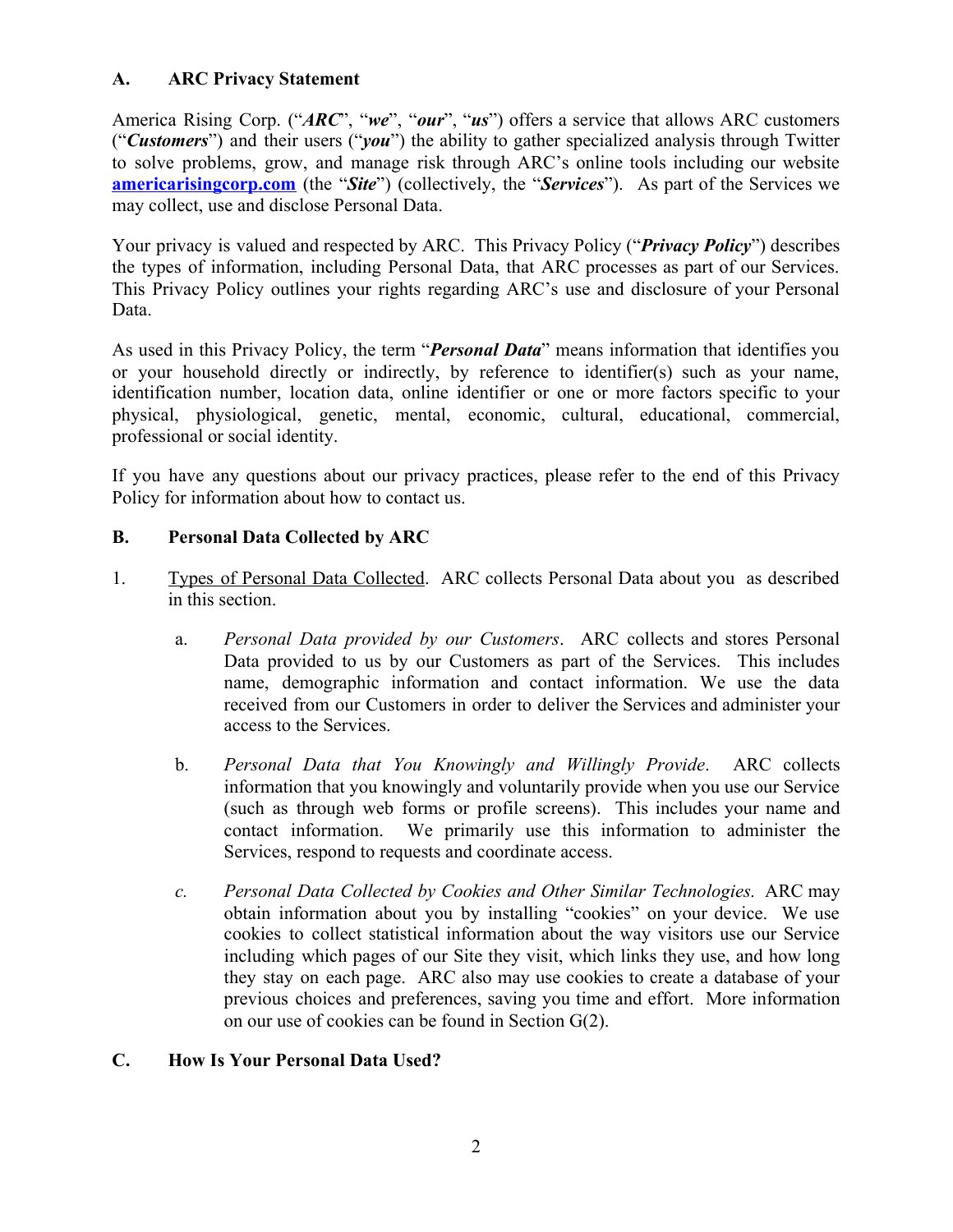## A. ARC Privacy Statement

America Rising Corp. ("***ARC***", "***we***", "***our***", "***us***") offers a service that allows ARC customers ("***Customers***") and their users ("***you***") the ability to gather specialized analysis through Twitter to solve problems, grow, and manage risk through ARC's online tools including our website **americarisingcorp.com** (the "***Site***") (collectively, the "***Services***"). As part of the Services we may collect, use and disclose Personal Data.

Your privacy is valued and respected by ARC. This Privacy Policy ("***Privacy Policy***") describes the types of information, including Personal Data, that ARC processes as part of our Services. This Privacy Policy outlines your rights regarding ARC's use and disclosure of your Personal Data.

As used in this Privacy Policy, the term "***Personal Data***" means information that identifies you or your household directly or indirectly, by reference to identifier(s) such as your name, identification number, location data, online identifier or one or more factors specific to your physical, physiological, genetic, mental, economic, cultural, educational, commercial, professional or social identity.

If you have any questions about our privacy practices, please refer to the end of this Privacy Policy for information about how to contact us.

## B. Personal Data Collected by ARC

1. Types of Personal Data Collected. ARC collects Personal Data about you as described in this section.

   a. *Personal Data provided by our Customers*. ARC collects and stores Personal Data provided to us by our Customers as part of the Services. This includes name, demographic information and contact information. We use the data received from our Customers in order to deliver the Services and administer your access to the Services.

   b. *Personal Data that You Knowingly and Willingly Provide*. ARC collects information that you knowingly and voluntarily provide when you use our Service (such as through web forms or profile screens). This includes your name and contact information. We primarily use this information to administer the Services, respond to requests and coordinate access.

   c. *Personal Data Collected by Cookies and Other Similar Technologies.* ARC may obtain information about you by installing "cookies" on your device. We use cookies to collect statistical information about the way visitors use our Service including which pages of our Site they visit, which links they use, and how long they stay on each page. ARC also may use cookies to create a database of your previous choices and preferences, saving you time and effort. More information on our use of cookies can be found in Section G(2).

## C. How Is Your Personal Data Used?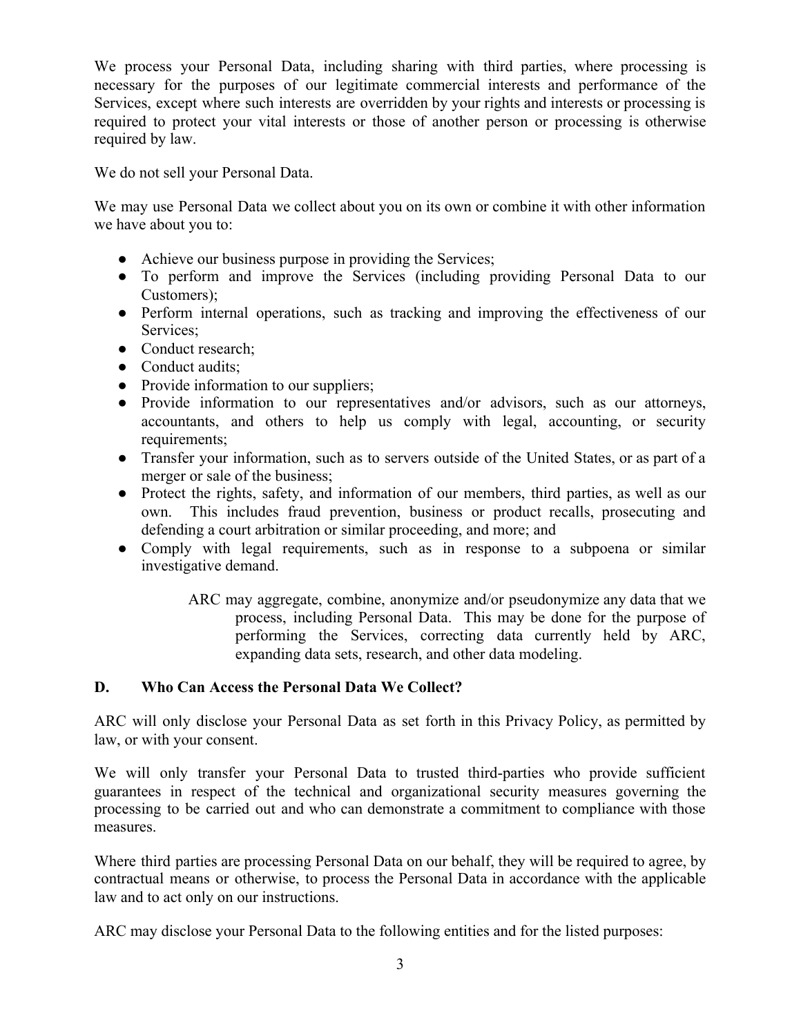We process your Personal Data, including sharing with third parties, where processing is necessary for the purposes of our legitimate commercial interests and performance of the Services, except where such interests are overridden by your rights and interests or processing is required to protect your vital interests or those of another person or processing is otherwise required by law.

We do not sell your Personal Data.

We may use Personal Data we collect about you on its own or combine it with other information we have about you to:

- Achieve our business purpose in providing the Services;
- To perform and improve the Services (including providing Personal Data to our Customers);
- Perform internal operations, such as tracking and improving the effectiveness of our Services;
- Conduct research;
- Conduct audits;
- Provide information to our suppliers;
- Provide information to our representatives and/or advisors, such as our attorneys, accountants, and others to help us comply with legal, accounting, or security requirements;
- Transfer your information, such as to servers outside of the United States, or as part of a merger or sale of the business;
- Protect the rights, safety, and information of our members, third parties, as well as our own. This includes fraud prevention, business or product recalls, prosecuting and defending a court arbitration or similar proceeding, and more; and
- Comply with legal requirements, such as in response to a subpoena or similar investigative demand.

ARC may aggregate, combine, anonymize and/or pseudonymize any data that we process, including Personal Data. This may be done for the purpose of performing the Services, correcting data currently held by ARC, expanding data sets, research, and other data modeling.

## D. Who Can Access the Personal Data We Collect?

ARC will only disclose your Personal Data as set forth in this Privacy Policy, as permitted by law, or with your consent.

We will only transfer your Personal Data to trusted third-parties who provide sufficient guarantees in respect of the technical and organizational security measures governing the processing to be carried out and who can demonstrate a commitment to compliance with those measures.

Where third parties are processing Personal Data on our behalf, they will be required to agree, by contractual means or otherwise, to process the Personal Data in accordance with the applicable law and to act only on our instructions.

ARC may disclose your Personal Data to the following entities and for the listed purposes: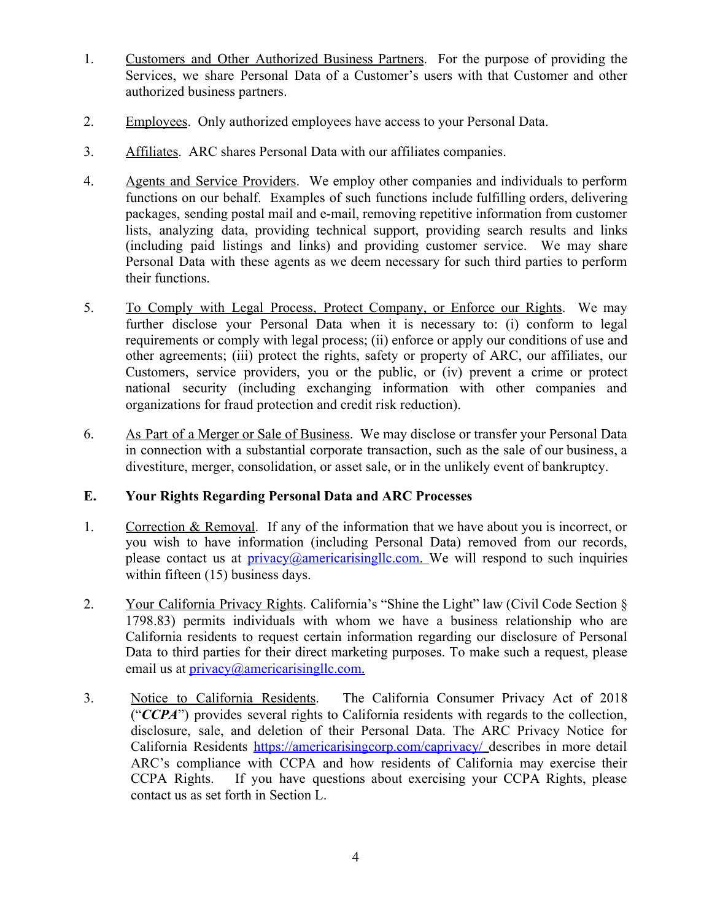1. Customers and Other Authorized Business Partners. For the purpose of providing the Services, we share Personal Data of a Customer's users with that Customer and other authorized business partners.

2. Employees. Only authorized employees have access to your Personal Data.

3. Affiliates. ARC shares Personal Data with our affiliates companies.

4. Agents and Service Providers. We employ other companies and individuals to perform functions on our behalf. Examples of such functions include fulfilling orders, delivering packages, sending postal mail and e-mail, removing repetitive information from customer lists, analyzing data, providing technical support, providing search results and links (including paid listings and links) and providing customer service. We may share Personal Data with these agents as we deem necessary for such third parties to perform their functions.

5. To Comply with Legal Process, Protect Company, or Enforce our Rights. We may further disclose your Personal Data when it is necessary to: (i) conform to legal requirements or comply with legal process; (ii) enforce or apply our conditions of use and other agreements; (iii) protect the rights, safety or property of ARC, our affiliates, our Customers, service providers, you or the public, or (iv) prevent a crime or protect national security (including exchanging information with other companies and organizations for fraud protection and credit risk reduction).

6. As Part of a Merger or Sale of Business. We may disclose or transfer your Personal Data in connection with a substantial corporate transaction, such as the sale of our business, a divestiture, merger, consolidation, or asset sale, or in the unlikely event of bankruptcy.

## E. Your Rights Regarding Personal Data and ARC Processes

1. Correction & Removal. If any of the information that we have about you is incorrect, or you wish to have information (including Personal Data) removed from our records, please contact us at privacy@americarisingllc.com. We will respond to such inquiries within fifteen (15) business days.

2. Your California Privacy Rights. California's "Shine the Light" law (Civil Code Section § 1798.83) permits individuals with whom we have a business relationship who are California residents to request certain information regarding our disclosure of Personal Data to third parties for their direct marketing purposes. To make such a request, please email us at privacy@americarisingllc.com.

3. Notice to California Residents. The California Consumer Privacy Act of 2018 ("***CCPA***") provides several rights to California residents with regards to the collection, disclosure, sale, and deletion of their Personal Data. The ARC Privacy Notice for California Residents https://americarisingcorp.com/caprivacy/ describes in more detail ARC's compliance with CCPA and how residents of California may exercise their CCPA Rights. If you have questions about exercising your CCPA Rights, please contact us as set forth in Section L.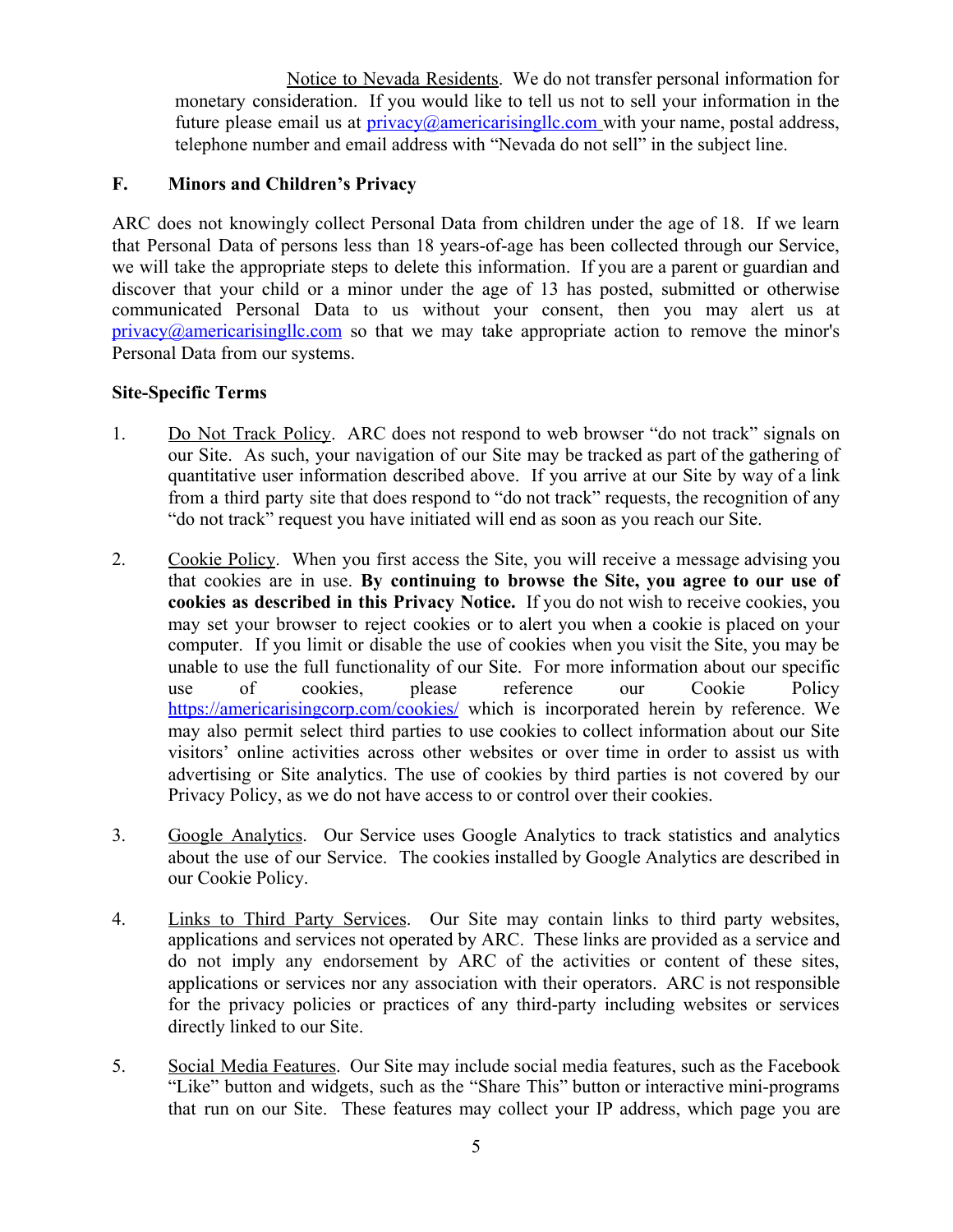Notice to Nevada Residents. We do not transfer personal information for monetary consideration. If you would like to tell us not to sell your information in the future please email us at privacy@americarisingllc.com with your name, postal address, telephone number and email address with "Nevada do not sell" in the subject line.

## F. Minors and Children's Privacy

ARC does not knowingly collect Personal Data from children under the age of 18. If we learn that Personal Data of persons less than 18 years-of-age has been collected through our Service, we will take the appropriate steps to delete this information. If you are a parent or guardian and discover that your child or a minor under the age of 13 has posted, submitted or otherwise communicated Personal Data to us without your consent, then you may alert us at privacy@americarisingllc.com so that we may take appropriate action to remove the minor's Personal Data from our systems.

## Site-Specific Terms

1. Do Not Track Policy. ARC does not respond to web browser "do not track" signals on our Site. As such, your navigation of our Site may be tracked as part of the gathering of quantitative user information described above. If you arrive at our Site by way of a link from a third party site that does respond to "do not track" requests, the recognition of any "do not track" request you have initiated will end as soon as you reach our Site.

2. Cookie Policy. When you first access the Site, you will receive a message advising you that cookies are in use. **By continuing to browse the Site, you agree to our use of cookies as described in this Privacy Notice.** If you do not wish to receive cookies, you may set your browser to reject cookies or to alert you when a cookie is placed on your computer. If you limit or disable the use of cookies when you visit the Site, you may be unable to use the full functionality of our Site. For more information about our specific use of cookies, please reference our Cookie Policy https://americarisingcorp.com/cookies/ which is incorporated herein by reference. We may also permit select third parties to use cookies to collect information about our Site visitors' online activities across other websites or over time in order to assist us with advertising or Site analytics. The use of cookies by third parties is not covered by our Privacy Policy, as we do not have access to or control over their cookies.

3. Google Analytics. Our Service uses Google Analytics to track statistics and analytics about the use of our Service. The cookies installed by Google Analytics are described in our Cookie Policy.

4. Links to Third Party Services. Our Site may contain links to third party websites, applications and services not operated by ARC. These links are provided as a service and do not imply any endorsement by ARC of the activities or content of these sites, applications or services nor any association with their operators. ARC is not responsible for the privacy policies or practices of any third-party including websites or services directly linked to our Site.

5. Social Media Features. Our Site may include social media features, such as the Facebook "Like" button and widgets, such as the "Share This" button or interactive mini-programs that run on our Site. These features may collect your IP address, which page you are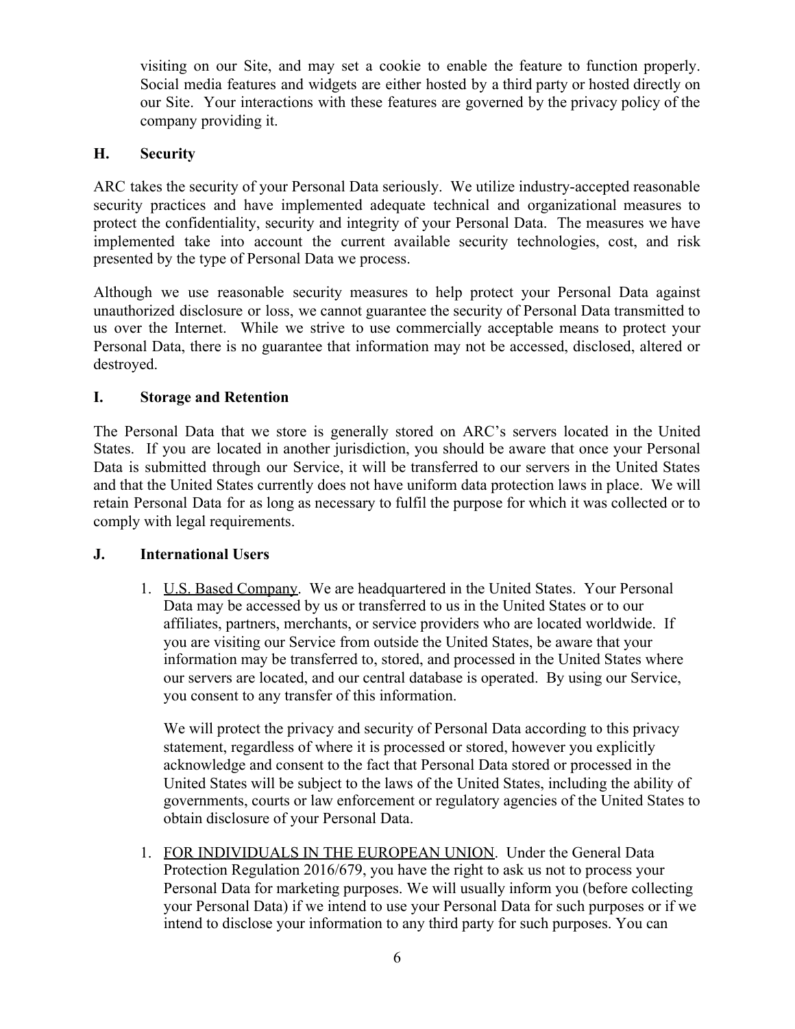visiting on our Site, and may set a cookie to enable the feature to function properly. Social media features and widgets are either hosted by a third party or hosted directly on our Site. Your interactions with these features are governed by the privacy policy of the company providing it.

### H. Security

ARC takes the security of your Personal Data seriously. We utilize industry-accepted reasonable security practices and have implemented adequate technical and organizational measures to protect the confidentiality, security and integrity of your Personal Data. The measures we have implemented take into account the current available security technologies, cost, and risk presented by the type of Personal Data we process.

Although we use reasonable security measures to help protect your Personal Data against unauthorized disclosure or loss, we cannot guarantee the security of Personal Data transmitted to us over the Internet. While we strive to use commercially acceptable means to protect your Personal Data, there is no guarantee that information may not be accessed, disclosed, altered or destroyed.

### I. Storage and Retention

The Personal Data that we store is generally stored on ARC's servers located in the United States. If you are located in another jurisdiction, you should be aware that once your Personal Data is submitted through our Service, it will be transferred to our servers in the United States and that the United States currently does not have uniform data protection laws in place. We will retain Personal Data for as long as necessary to fulfil the purpose for which it was collected or to comply with legal requirements.

### J. International Users

1. U.S. Based Company. We are headquartered in the United States. Your Personal Data may be accessed by us or transferred to us in the United States or to our affiliates, partners, merchants, or service providers who are located worldwide. If you are visiting our Service from outside the United States, be aware that your information may be transferred to, stored, and processed in the United States where our servers are located, and our central database is operated. By using our Service, you consent to any transfer of this information.

   We will protect the privacy and security of Personal Data according to this privacy statement, regardless of where it is processed or stored, however you explicitly acknowledge and consent to the fact that Personal Data stored or processed in the United States will be subject to the laws of the United States, including the ability of governments, courts or law enforcement or regulatory agencies of the United States to obtain disclosure of your Personal Data.

1. FOR INDIVIDUALS IN THE EUROPEAN UNION. Under the General Data Protection Regulation 2016/679, you have the right to ask us not to process your Personal Data for marketing purposes. We will usually inform you (before collecting your Personal Data) if we intend to use your Personal Data for such purposes or if we intend to disclose your information to any third party for such purposes. You can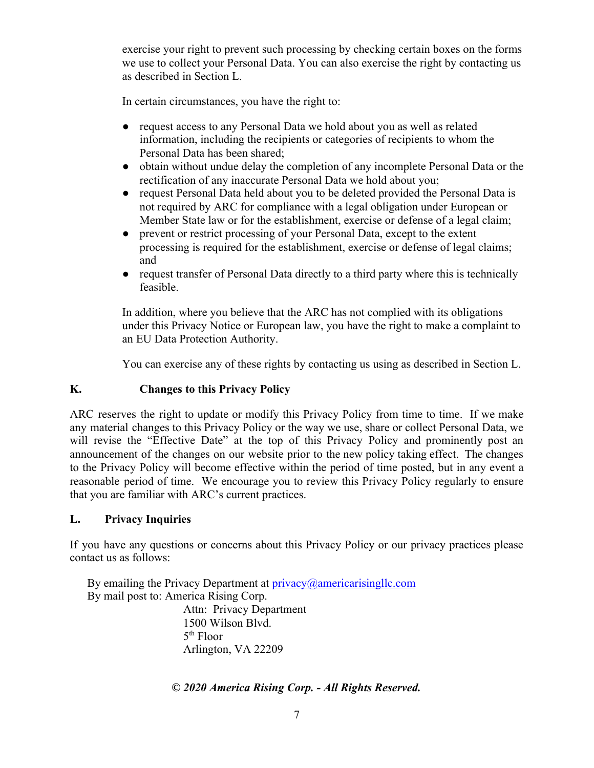exercise your right to prevent such processing by checking certain boxes on the forms we use to collect your Personal Data. You can also exercise the right by contacting us as described in Section L.

In certain circumstances, you have the right to:

- request access to any Personal Data we hold about you as well as related information, including the recipients or categories of recipients to whom the Personal Data has been shared;
- obtain without undue delay the completion of any incomplete Personal Data or the rectification of any inaccurate Personal Data we hold about you;
- request Personal Data held about you to be deleted provided the Personal Data is not required by ARC for compliance with a legal obligation under European or Member State law or for the establishment, exercise or defense of a legal claim;
- prevent or restrict processing of your Personal Data, except to the extent processing is required for the establishment, exercise or defense of legal claims; and
- request transfer of Personal Data directly to a third party where this is technically feasible.

In addition, where you believe that the ARC has not complied with its obligations under this Privacy Notice or European law, you have the right to make a complaint to an EU Data Protection Authority.

You can exercise any of these rights by contacting us using as described in Section L.

## K. Changes to this Privacy Policy

ARC reserves the right to update or modify this Privacy Policy from time to time. If we make any material changes to this Privacy Policy or the way we use, share or collect Personal Data, we will revise the "Effective Date" at the top of this Privacy Policy and prominently post an announcement of the changes on our website prior to the new policy taking effect. The changes to the Privacy Policy will become effective within the period of time posted, but in any event a reasonable period of time. We encourage you to review this Privacy Policy regularly to ensure that you are familiar with ARC's current practices.

## L. Privacy Inquiries

If you have any questions or concerns about this Privacy Policy or our privacy practices please contact us as follows:

By emailing the Privacy Department at privacy@americarisingllc.com
By mail post to: America Rising Corp.
Attn: Privacy Department
1500 Wilson Blvd.
5th Floor
Arlington, VA 22209

***© 2020 America Rising Corp. - All Rights Reserved.***